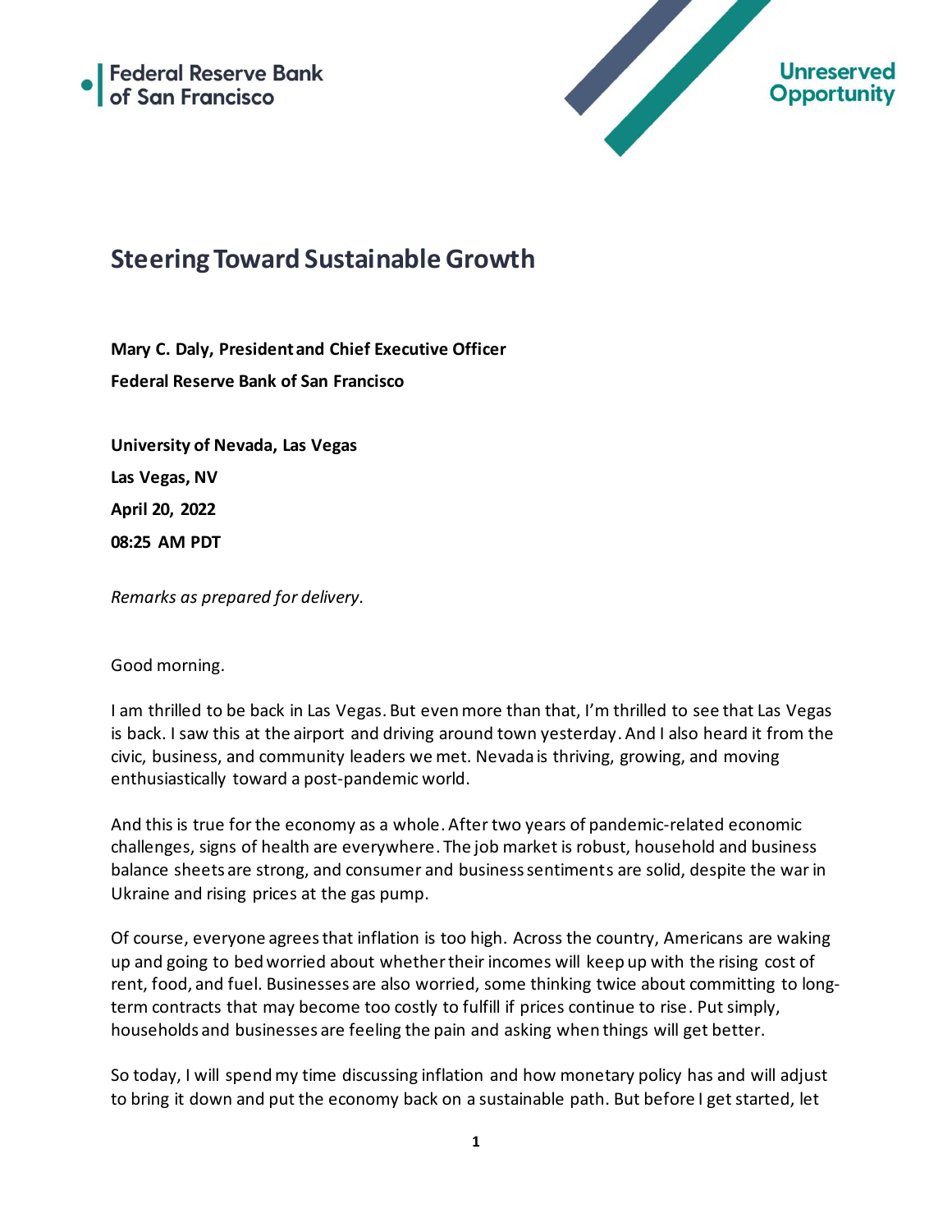Federal Reserve Bank of San Francisco

Unreserved Opportunity

# Steering Toward Sustainable Growth

**Mary C. Daly, President and Chief Executive Officer**

**Federal Reserve Bank of San Francisco**

**University of Nevada, Las Vegas**

**Las Vegas, NV**

**April 20, 2022**

**08:25 AM PDT**

*Remarks as prepared for delivery.*

Good morning.

I am thrilled to be back in Las Vegas. But even more than that, I'm thrilled to see that Las Vegas is back. I saw this at the airport and driving around town yesterday. And I also heard it from the civic, business, and community leaders we met. Nevada is thriving, growing, and moving enthusiastically toward a post-pandemic world.

And this is true for the economy as a whole. After two years of pandemic-related economic challenges, signs of health are everywhere. The job market is robust, household and business balance sheets are strong, and consumer and business sentiments are solid, despite the war in Ukraine and rising prices at the gas pump.

Of course, everyone agrees that inflation is too high. Across the country, Americans are waking up and going to bed worried about whether their incomes will keep up with the rising cost of rent, food, and fuel. Businesses are also worried, some thinking twice about committing to long-term contracts that may become too costly to fulfill if prices continue to rise. Put simply, households and businesses are feeling the pain and asking when things will get better.

So today, I will spend my time discussing inflation and how monetary policy has and will adjust to bring it down and put the economy back on a sustainable path. But before I get started, let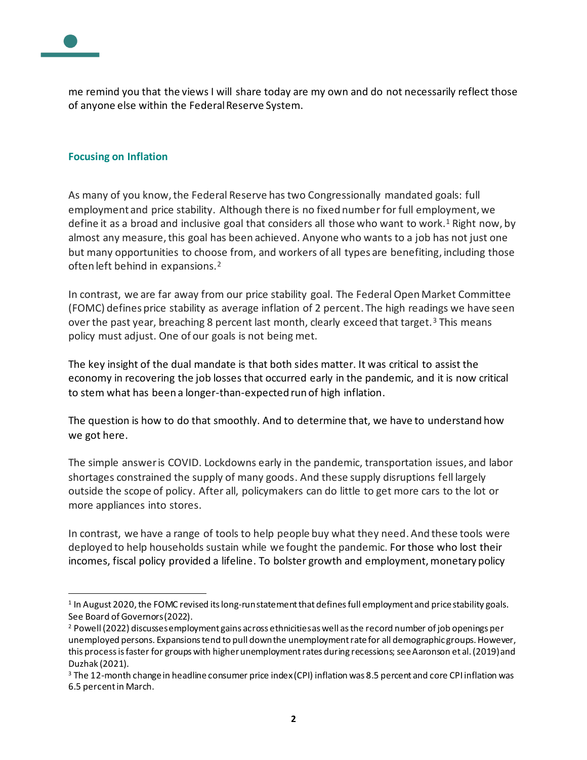me remind you that the views I will share today are my own and do not necessarily reflect those of anyone else within the Federal Reserve System.

## Focusing on Inflation

As many of you know, the Federal Reserve has two Congressionally mandated goals: full employment and price stability. Although there is no fixed number for full employment, we define it as a broad and inclusive goal that considers all those who want to work.[1] Right now, by almost any measure, this goal has been achieved. Anyone who wants to a job has not just one but many opportunities to choose from, and workers of all types are benefiting, including those often left behind in expansions.[2]

In contrast, we are far away from our price stability goal. The Federal Open Market Committee (FOMC) defines price stability as average inflation of 2 percent. The high readings we have seen over the past year, breaching 8 percent last month, clearly exceed that target.[3] This means policy must adjust. One of our goals is not being met.

The key insight of the dual mandate is that both sides matter. It was critical to assist the economy in recovering the job losses that occurred early in the pandemic, and it is now critical to stem what has been a longer-than-expected run of high inflation.

The question is how to do that smoothly. And to determine that, we have to understand how we got here.

The simple answer is COVID. Lockdowns early in the pandemic, transportation issues, and labor shortages constrained the supply of many goods. And these supply disruptions fell largely outside the scope of policy. After all, policymakers can do little to get more cars to the lot or more appliances into stores.

In contrast, we have a range of tools to help people buy what they need. And these tools were deployed to help households sustain while we fought the pandemic. For those who lost their incomes, fiscal policy provided a lifeline. To bolster growth and employment, monetary policy

---

[1] In August 2020, the FOMC revised its long-run statement that defines full employment and price stability goals. See Board of Governors (2022).

[2] Powell (2022) discusses employment gains across ethnicities as well as the record number of job openings per unemployed persons. Expansions tend to pull down the unemployment rate for all demographic groups. However, this process is faster for groups with higher unemployment rates during recessions; see Aaronson et al. (2019) and Duzhak (2021).

[3] The 12-month change in headline consumer price index (CPI) inflation was 8.5 percent and core CPI inflation was 6.5 percent in March.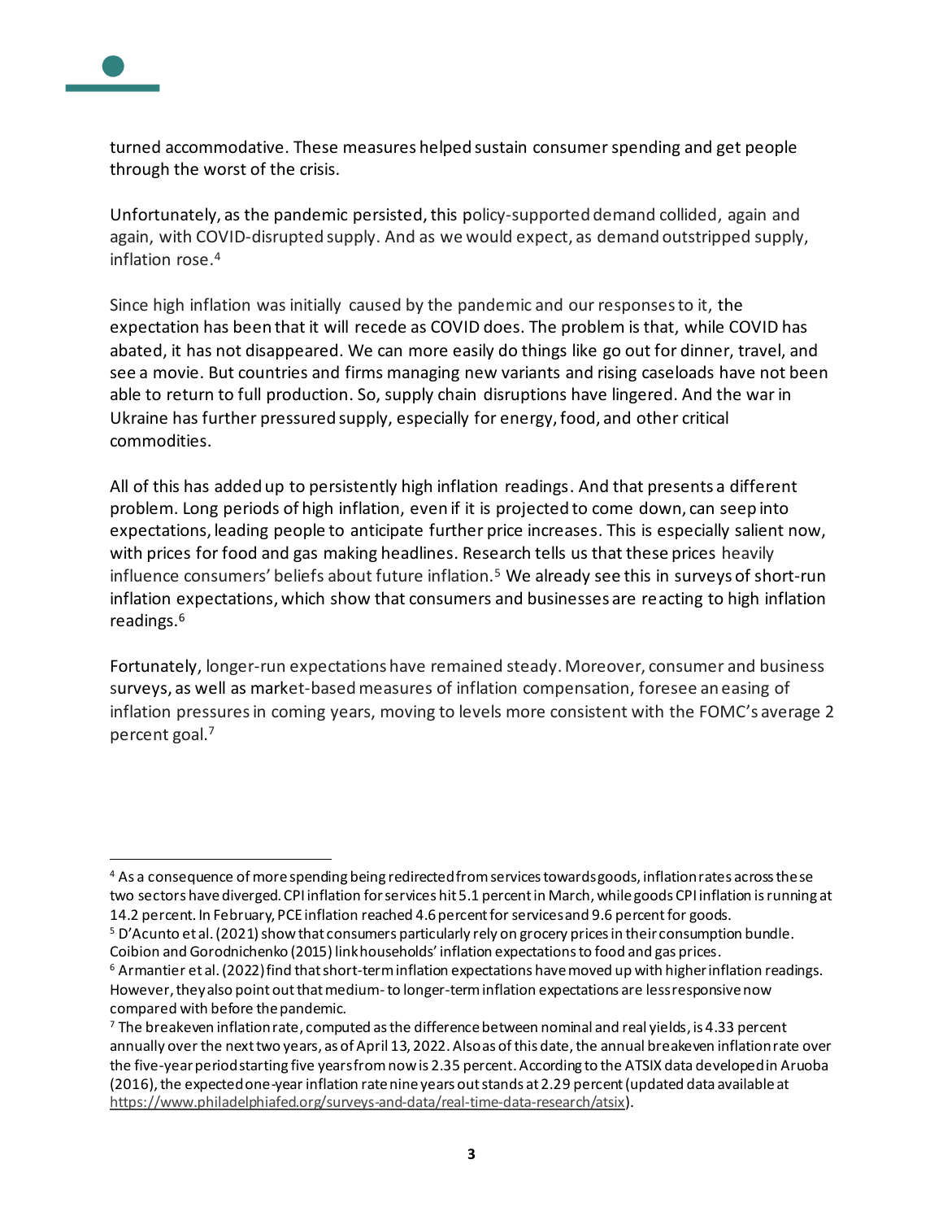turned accommodative. These measures helped sustain consumer spending and get people through the worst of the crisis.

Unfortunately, as the pandemic persisted, this policy-supported demand collided, again and again, with COVID-disrupted supply. And as we would expect, as demand outstripped supply, inflation rose.[4]

Since high inflation was initially caused by the pandemic and our responses to it, the expectation has been that it will recede as COVID does. The problem is that, while COVID has abated, it has not disappeared. We can more easily do things like go out for dinner, travel, and see a movie. But countries and firms managing new variants and rising caseloads have not been able to return to full production. So, supply chain disruptions have lingered. And the war in Ukraine has further pressured supply, especially for energy, food, and other critical commodities.

All of this has added up to persistently high inflation readings. And that presents a different problem. Long periods of high inflation, even if it is projected to come down, can seep into expectations, leading people to anticipate further price increases. This is especially salient now, with prices for food and gas making headlines. Research tells us that these prices heavily influence consumers' beliefs about future inflation.[5] We already see this in surveys of short-run inflation expectations, which show that consumers and businesses are reacting to high inflation readings.[6]

Fortunately, longer-run expectations have remained steady. Moreover, consumer and business surveys, as well as market-based measures of inflation compensation, foresee an easing of inflation pressures in coming years, moving to levels more consistent with the FOMC's average 2 percent goal.[7]

---

[4] As a consequence of more spending being redirected from services towards goods, inflation rates across these two sectors have diverged. CPI inflation for services hit 5.1 percent in March, while goods CPI inflation is running at 14.2 percent. In February, PCE inflation reached 4.6 percent for services and 9.6 percent for goods.

[5] D'Acunto et al. (2021) show that consumers particularly rely on grocery prices in their consumption bundle. Coibion and Gorodnichenko (2015) link households' inflation expectations to food and gas prices.

[6] Armantier et al. (2022) find that short-term inflation expectations have moved up with higher inflation readings. However, they also point out that medium- to longer-term inflation expectations are less responsive now compared with before the pandemic.

[7] The breakeven inflation rate, computed as the difference between nominal and real yields, is 4.33 percent annually over the next two years, as of April 13, 2022. Also as of this date, the annual breakeven inflation rate over the five-year period starting five years from now is 2.35 percent. According to the ATSIX data developed in Aruoba (2016), the expected one-year inflation rate nine years out stands at 2.29 percent (updated data available at https://www.philadelphiafed.org/surveys-and-data/real-time-data-research/atsix).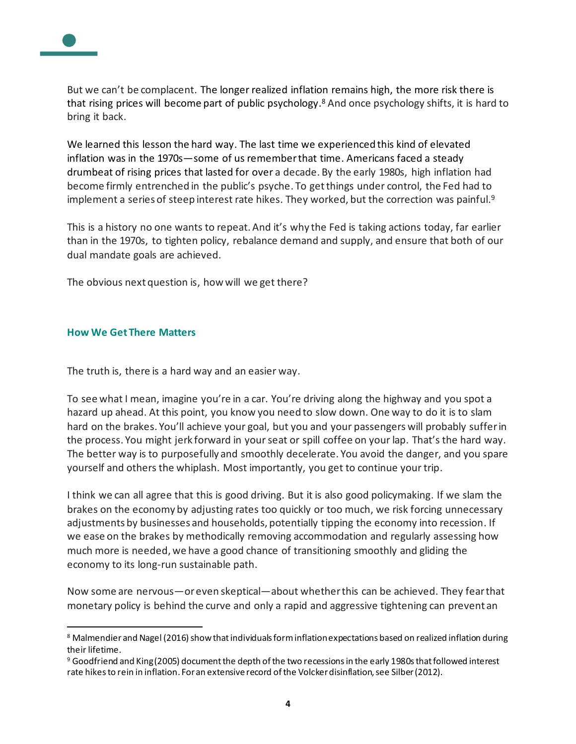But we can't be complacent. The longer realized inflation remains high, the more risk there is that rising prices will become part of public psychology.[8] And once psychology shifts, it is hard to bring it back.

We learned this lesson the hard way. The last time we experienced this kind of elevated inflation was in the 1970s—some of us remember that time. Americans faced a steady drumbeat of rising prices that lasted for over a decade. By the early 1980s, high inflation had become firmly entrenched in the public's psyche. To get things under control, the Fed had to implement a series of steep interest rate hikes. They worked, but the correction was painful.[9]

This is a history no one wants to repeat. And it's why the Fed is taking actions today, far earlier than in the 1970s, to tighten policy, rebalance demand and supply, and ensure that both of our dual mandate goals are achieved.

The obvious next question is, how will we get there?

## How We Get There Matters

The truth is, there is a hard way and an easier way.

To see what I mean, imagine you're in a car. You're driving along the highway and you spot a hazard up ahead. At this point, you know you need to slow down. One way to do it is to slam hard on the brakes. You'll achieve your goal, but you and your passengers will probably suffer in the process. You might jerk forward in your seat or spill coffee on your lap. That's the hard way. The better way is to purposefully and smoothly decelerate. You avoid the danger, and you spare yourself and others the whiplash. Most importantly, you get to continue your trip.

I think we can all agree that this is good driving. But it is also good policymaking. If we slam the brakes on the economy by adjusting rates too quickly or too much, we risk forcing unnecessary adjustments by businesses and households, potentially tipping the economy into recession. If we ease on the brakes by methodically removing accommodation and regularly assessing how much more is needed, we have a good chance of transitioning smoothly and gliding the economy to its long-run sustainable path.

Now some are nervous—or even skeptical—about whether this can be achieved. They fear that monetary policy is behind the curve and only a rapid and aggressive tightening can prevent an

---

[8] Malmendier and Nagel (2016) show that individuals form inflation expectations based on realized inflation during their lifetime.

[9] Goodfriend and King (2005) document the depth of the two recessions in the early 1980s that followed interest rate hikes to rein in inflation. For an extensive record of the Volcker disinflation, see Silber (2012).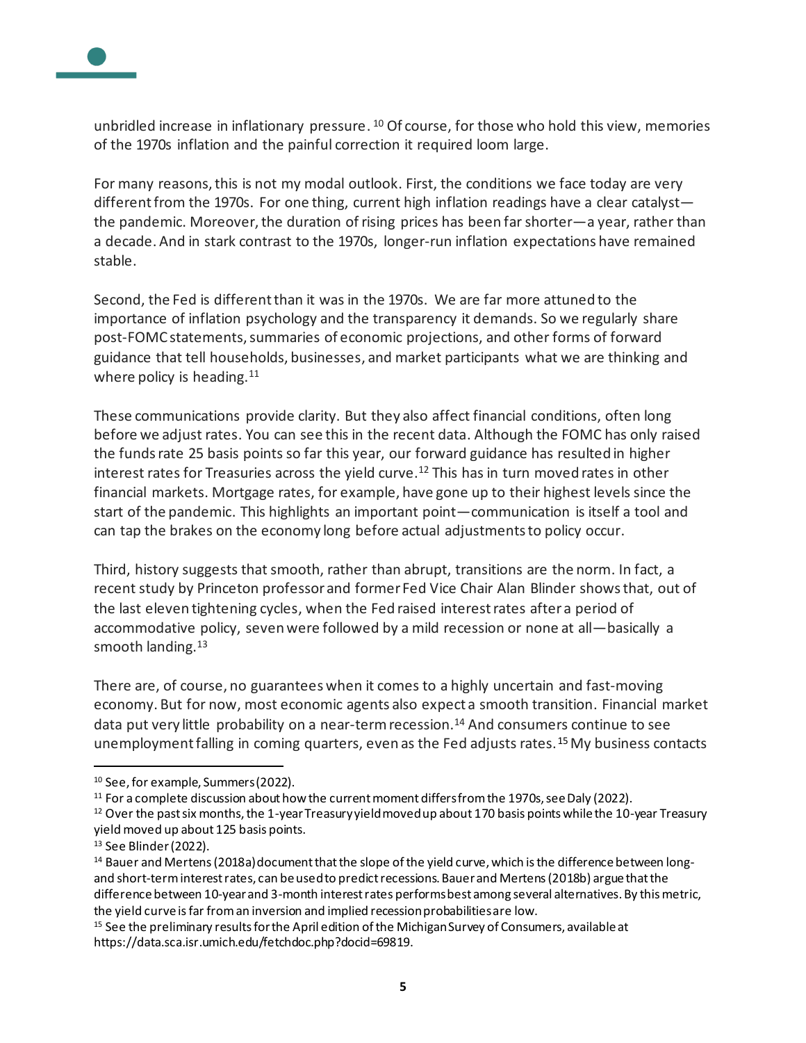unbridled increase in inflationary pressure.[10] Of course, for those who hold this view, memories of the 1970s inflation and the painful correction it required loom large.

For many reasons, this is not my modal outlook. First, the conditions we face today are very different from the 1970s. For one thing, current high inflation readings have a clear catalyst—the pandemic. Moreover, the duration of rising prices has been far shorter—a year, rather than a decade. And in stark contrast to the 1970s, longer-run inflation expectations have remained stable.

Second, the Fed is different than it was in the 1970s. We are far more attuned to the importance of inflation psychology and the transparency it demands. So we regularly share post-FOMC statements, summaries of economic projections, and other forms of forward guidance that tell households, businesses, and market participants what we are thinking and where policy is heading.[11]

These communications provide clarity. But they also affect financial conditions, often long before we adjust rates. You can see this in the recent data. Although the FOMC has only raised the funds rate 25 basis points so far this year, our forward guidance has resulted in higher interest rates for Treasuries across the yield curve.[12] This has in turn moved rates in other financial markets. Mortgage rates, for example, have gone up to their highest levels since the start of the pandemic. This highlights an important point—communication is itself a tool and can tap the brakes on the economy long before actual adjustments to policy occur.

Third, history suggests that smooth, rather than abrupt, transitions are the norm. In fact, a recent study by Princeton professor and former Fed Vice Chair Alan Blinder shows that, out of the last eleven tightening cycles, when the Fed raised interest rates after a period of accommodative policy, seven were followed by a mild recession or none at all—basically a smooth landing.[13]

There are, of course, no guarantees when it comes to a highly uncertain and fast-moving economy. But for now, most economic agents also expect a smooth transition. Financial market data put very little probability on a near-term recession.[14] And consumers continue to see unemployment falling in coming quarters, even as the Fed adjusts rates.[15] My business contacts

---

[10] See, for example, Summers (2022).

[11] For a complete discussion about how the current moment differs from the 1970s, see Daly (2022).

[12] Over the past six months, the 1-year Treasury yield moved up about 170 basis points while the 10-year Treasury yield moved up about 125 basis points.

[13] See Blinder (2022).

[14] Bauer and Mertens (2018a) document that the slope of the yield curve, which is the difference between long- and short-term interest rates, can be used to predict recessions. Bauer and Mertens (2018b) argue that the difference between 10-year and 3-month interest rates performs best among several alternatives. By this metric, the yield curve is far from an inversion and implied recession probabilities are low.

[15] See the preliminary results for the April edition of the Michigan Survey of Consumers, available at https://data.sca.isr.umich.edu/fetchdoc.php?docid=69819.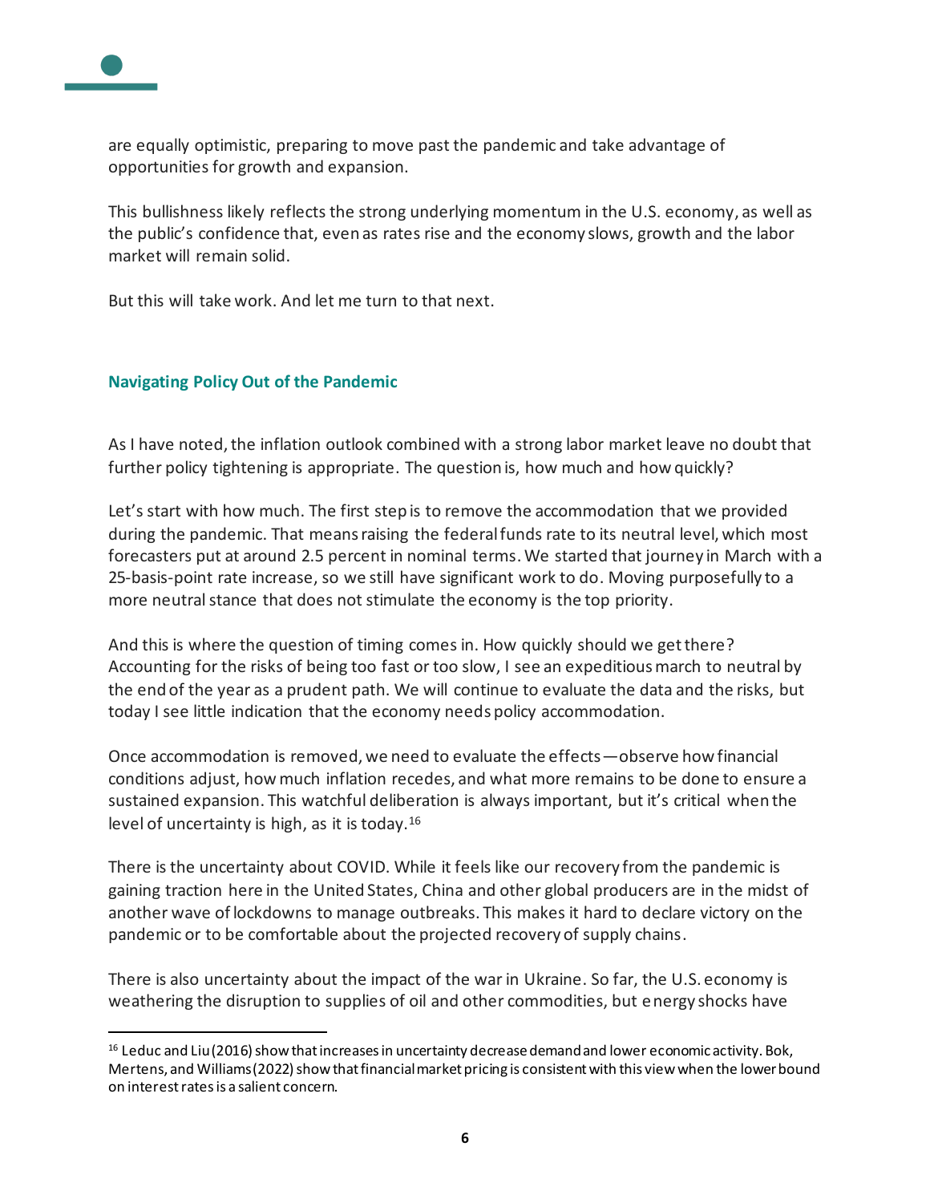are equally optimistic, preparing to move past the pandemic and take advantage of opportunities for growth and expansion.

This bullishness likely reflects the strong underlying momentum in the U.S. economy, as well as the public's confidence that, even as rates rise and the economy slows, growth and the labor market will remain solid.

But this will take work. And let me turn to that next.

## Navigating Policy Out of the Pandemic

As I have noted, the inflation outlook combined with a strong labor market leave no doubt that further policy tightening is appropriate. The question is, how much and how quickly?

Let's start with how much. The first step is to remove the accommodation that we provided during the pandemic. That means raising the federal funds rate to its neutral level, which most forecasters put at around 2.5 percent in nominal terms. We started that journey in March with a 25-basis-point rate increase, so we still have significant work to do. Moving purposefully to a more neutral stance that does not stimulate the economy is the top priority.

And this is where the question of timing comes in. How quickly should we get there? Accounting for the risks of being too fast or too slow, I see an expeditious march to neutral by the end of the year as a prudent path. We will continue to evaluate the data and the risks, but today I see little indication that the economy needs policy accommodation.

Once accommodation is removed, we need to evaluate the effects—observe how financial conditions adjust, how much inflation recedes, and what more remains to be done to ensure a sustained expansion. This watchful deliberation is always important, but it's critical when the level of uncertainty is high, as it is today.[16]

There is the uncertainty about COVID. While it feels like our recovery from the pandemic is gaining traction here in the United States, China and other global producers are in the midst of another wave of lockdowns to manage outbreaks. This makes it hard to declare victory on the pandemic or to be comfortable about the projected recovery of supply chains.

There is also uncertainty about the impact of the war in Ukraine. So far, the U.S. economy is weathering the disruption to supplies of oil and other commodities, but energy shocks have

---

[16] Leduc and Liu (2016) show that increases in uncertainty decrease demand and lower economic activity. Bok, Mertens, and Williams (2022) show that financial market pricing is consistent with this view when the lower bound on interest rates is a salient concern.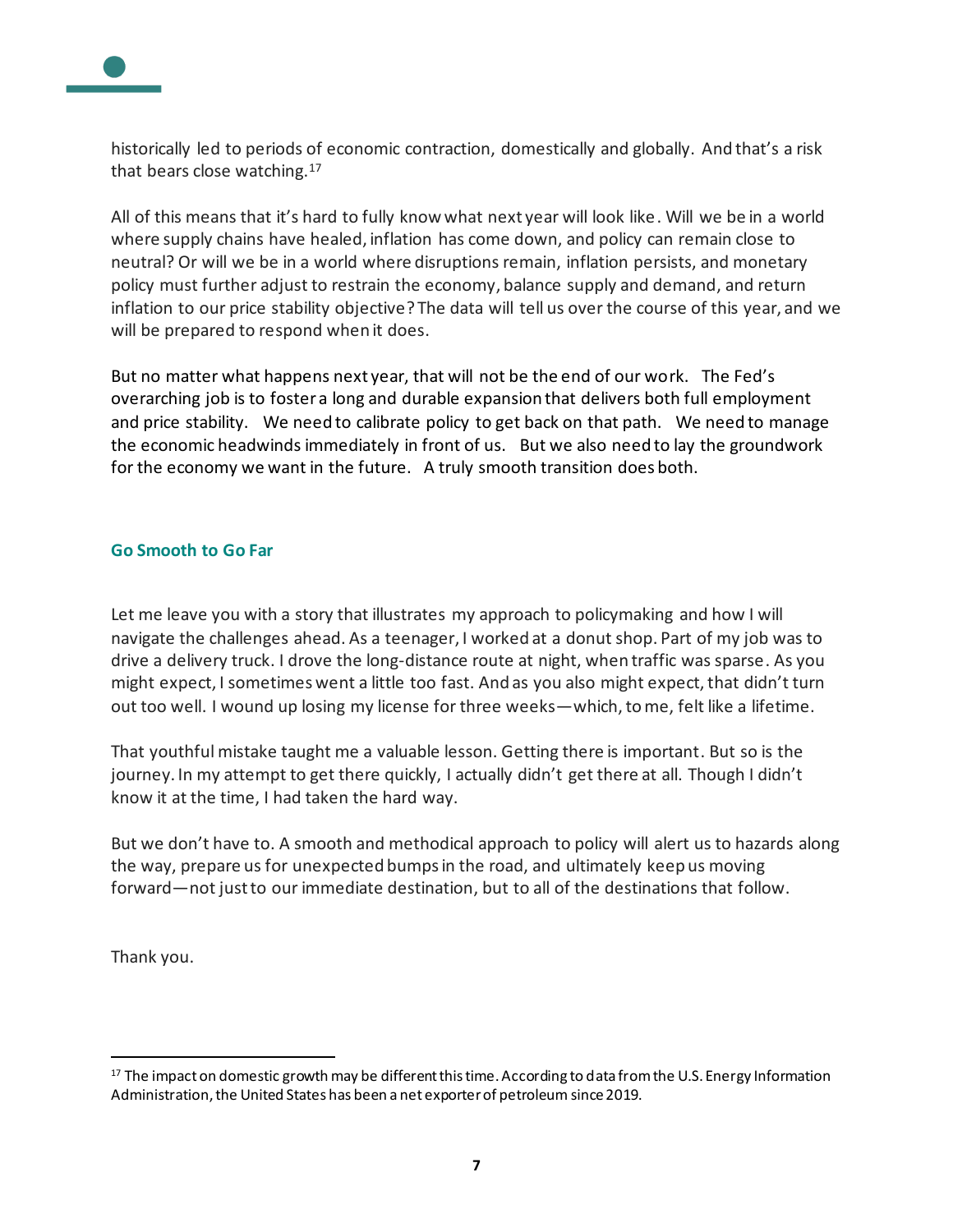historically led to periods of economic contraction, domestically and globally. And that's a risk that bears close watching.[17]

All of this means that it's hard to fully know what next year will look like. Will we be in a world where supply chains have healed, inflation has come down, and policy can remain close to neutral? Or will we be in a world where disruptions remain, inflation persists, and monetary policy must further adjust to restrain the economy, balance supply and demand, and return inflation to our price stability objective? The data will tell us over the course of this year, and we will be prepared to respond when it does.

But no matter what happens next year, that will not be the end of our work. The Fed's overarching job is to foster a long and durable expansion that delivers both full employment and price stability. We need to calibrate policy to get back on that path. We need to manage the economic headwinds immediately in front of us. But we also need to lay the groundwork for the economy we want in the future. A truly smooth transition does both.

## Go Smooth to Go Far

Let me leave you with a story that illustrates my approach to policymaking and how I will navigate the challenges ahead. As a teenager, I worked at a donut shop. Part of my job was to drive a delivery truck. I drove the long-distance route at night, when traffic was sparse. As you might expect, I sometimes went a little too fast. And as you also might expect, that didn't turn out too well. I wound up losing my license for three weeks—which, to me, felt like a lifetime.

That youthful mistake taught me a valuable lesson. Getting there is important. But so is the journey. In my attempt to get there quickly, I actually didn't get there at all. Though I didn't know it at the time, I had taken the hard way.

But we don't have to. A smooth and methodical approach to policy will alert us to hazards along the way, prepare us for unexpected bumps in the road, and ultimately keep us moving forward—not just to our immediate destination, but to all of the destinations that follow.

Thank you.

---

[17] The impact on domestic growth may be different this time. According to data from the U.S. Energy Information Administration, the United States has been a net exporter of petroleum since 2019.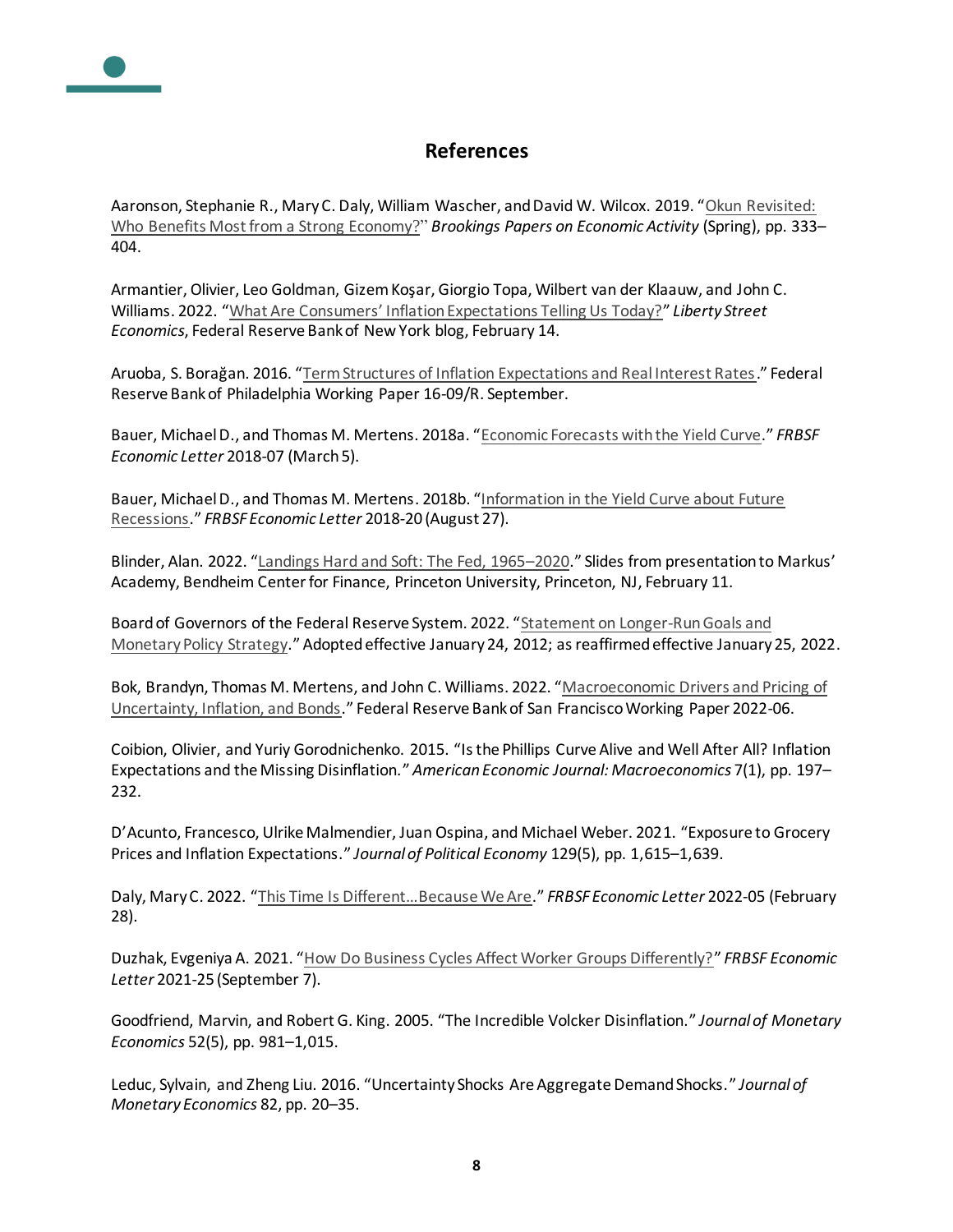## References

Aaronson, Stephanie R., Mary C. Daly, William Wascher, and David W. Wilcox. 2019. "Okun Revisited: Who Benefits Most from a Strong Economy?" *Brookings Papers on Economic Activity* (Spring), pp. 333–404.

Armantier, Olivier, Leo Goldman, Gizem Koşar, Giorgio Topa, Wilbert van der Klaauw, and John C. Williams. 2022. "What Are Consumers' Inflation Expectations Telling Us Today?" *Liberty Street Economics*, Federal Reserve Bank of New York blog, February 14.

Aruoba, S. Borağan. 2016. "Term Structures of Inflation Expectations and Real Interest Rates." Federal Reserve Bank of Philadelphia Working Paper 16-09/R. September.

Bauer, Michael D., and Thomas M. Mertens. 2018a. "Economic Forecasts with the Yield Curve." *FRBSF Economic Letter* 2018-07 (March 5).

Bauer, Michael D., and Thomas M. Mertens. 2018b. "Information in the Yield Curve about Future Recessions." *FRBSF Economic Letter* 2018-20 (August 27).

Blinder, Alan. 2022. "Landings Hard and Soft: The Fed, 1965–2020." Slides from presentation to Markus' Academy, Bendheim Center for Finance, Princeton University, Princeton, NJ, February 11.

Board of Governors of the Federal Reserve System. 2022. "Statement on Longer-Run Goals and Monetary Policy Strategy." Adopted effective January 24, 2012; as reaffirmed effective January 25, 2022.

Bok, Brandyn, Thomas M. Mertens, and John C. Williams. 2022. "Macroeconomic Drivers and Pricing of Uncertainty, Inflation, and Bonds." Federal Reserve Bank of San Francisco Working Paper 2022-06.

Coibion, Olivier, and Yuriy Gorodnichenko. 2015. "Is the Phillips Curve Alive and Well After All? Inflation Expectations and the Missing Disinflation." *American Economic Journal: Macroeconomics* 7(1), pp. 197–232.

D'Acunto, Francesco, Ulrike Malmendier, Juan Ospina, and Michael Weber. 2021. "Exposure to Grocery Prices and Inflation Expectations." *Journal of Political Economy* 129(5), pp. 1,615–1,639.

Daly, Mary C. 2022. "This Time Is Different…Because We Are." *FRBSF Economic Letter* 2022-05 (February 28).

Duzhak, Evgeniya A. 2021. "How Do Business Cycles Affect Worker Groups Differently?" *FRBSF Economic Letter* 2021-25 (September 7).

Goodfriend, Marvin, and Robert G. King. 2005. "The Incredible Volcker Disinflation." *Journal of Monetary Economics* 52(5), pp. 981–1,015.

Leduc, Sylvain, and Zheng Liu. 2016. "Uncertainty Shocks Are Aggregate Demand Shocks." *Journal of Monetary Economics* 82, pp. 20–35.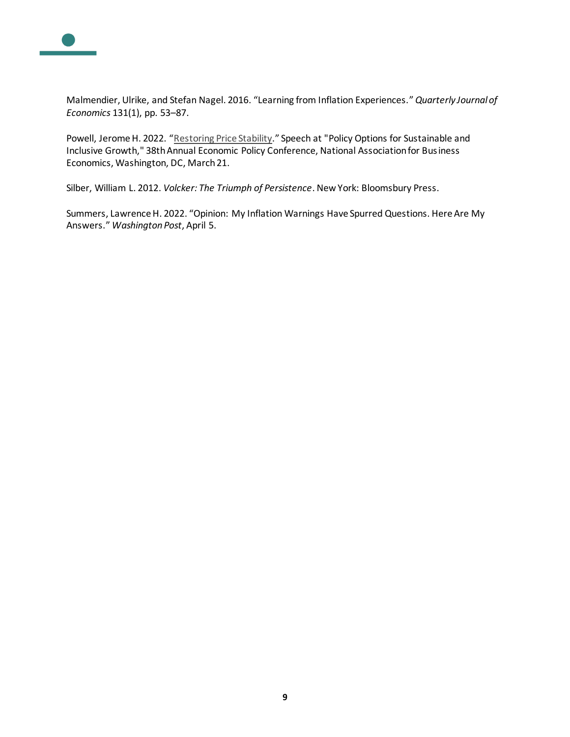Malmendier, Ulrike, and Stefan Nagel. 2016. "Learning from Inflation Experiences." *Quarterly Journal of Economics* 131(1), pp. 53–87.

Powell, Jerome H. 2022. "Restoring Price Stability." Speech at "Policy Options for Sustainable and Inclusive Growth," 38th Annual Economic Policy Conference, National Association for Business Economics, Washington, DC, March 21.

Silber, William L. 2012. *Volcker: The Triumph of Persistence*. New York: Bloomsbury Press.

Summers, Lawrence H. 2022. "Opinion: My Inflation Warnings Have Spurred Questions. Here Are My Answers." *Washington Post*, April 5.